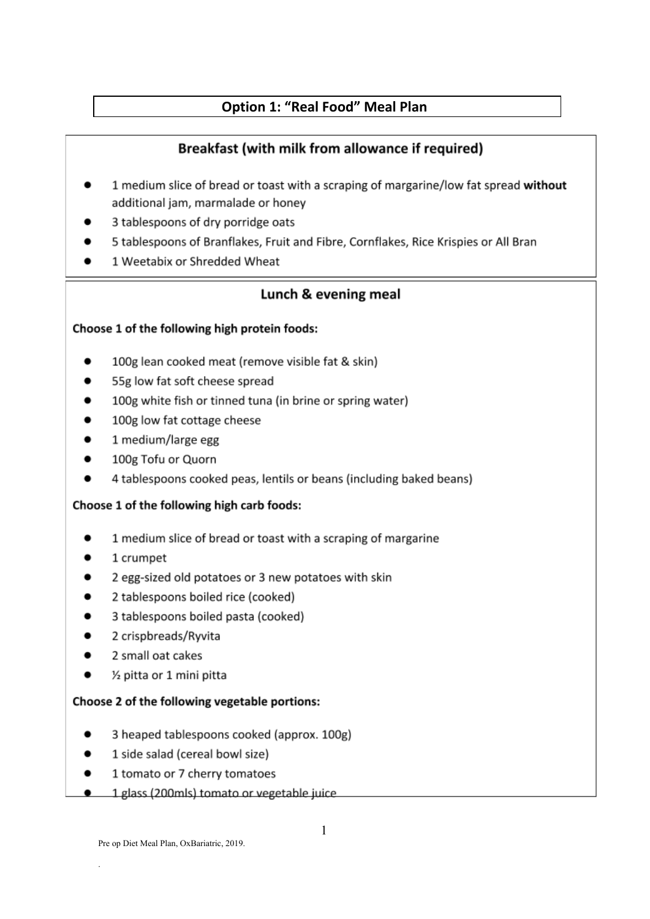# Option 1: "Real Food" Meal Plan

## Breakfast (with milk from allowance if required)

- 1 medium slice of bread or toast with a scraping of margarine/low fat spread **without** additional jam, marmalade or honey
- 3 tablespoons of dry porridge oats
- 5 tablespoons of Branflakes, Fruit and Fibre, Cornflakes, Rice Krispies or All Bran
- 1 Weetabix or Shredded Wheat

## Lunch & evening meal

**Choose 1 of the following high protein foods:**

- 100g lean cooked meat (remove visible fat & skin)
- 55g low fat soft cheese spread
- 100g white fish or tinned tuna (in brine or spring water)
- 100g low fat cottage cheese
- 1 medium/large egg
- 100g Tofu or Quorn
- 4 tablespoons cooked peas, lentils or beans (including baked beans)

**Choose 1 of the following high carb foods:**

- 1 medium slice of bread or toast with a scraping of margarine
- 1 crumpet
- 2 egg-sized old potatoes or 3 new potatoes with skin
- 2 tablespoons boiled rice (cooked)
- 3 tablespoons boiled pasta (cooked)
- 2 crispbreads/Ryvita
- 2 small oat cakes
- ½ pitta or 1 mini pitta

**Choose 2 of the following vegetable portions:**

- 3 heaped tablespoons cooked (approx. 100g)
- 1 side salad (cereal bowl size)
- 1 tomato or 7 cherry tomatoes
- 1 glass (200mls) tomato or vegetable juice

Pre op Diet Meal Plan, OxBariatric, 2019.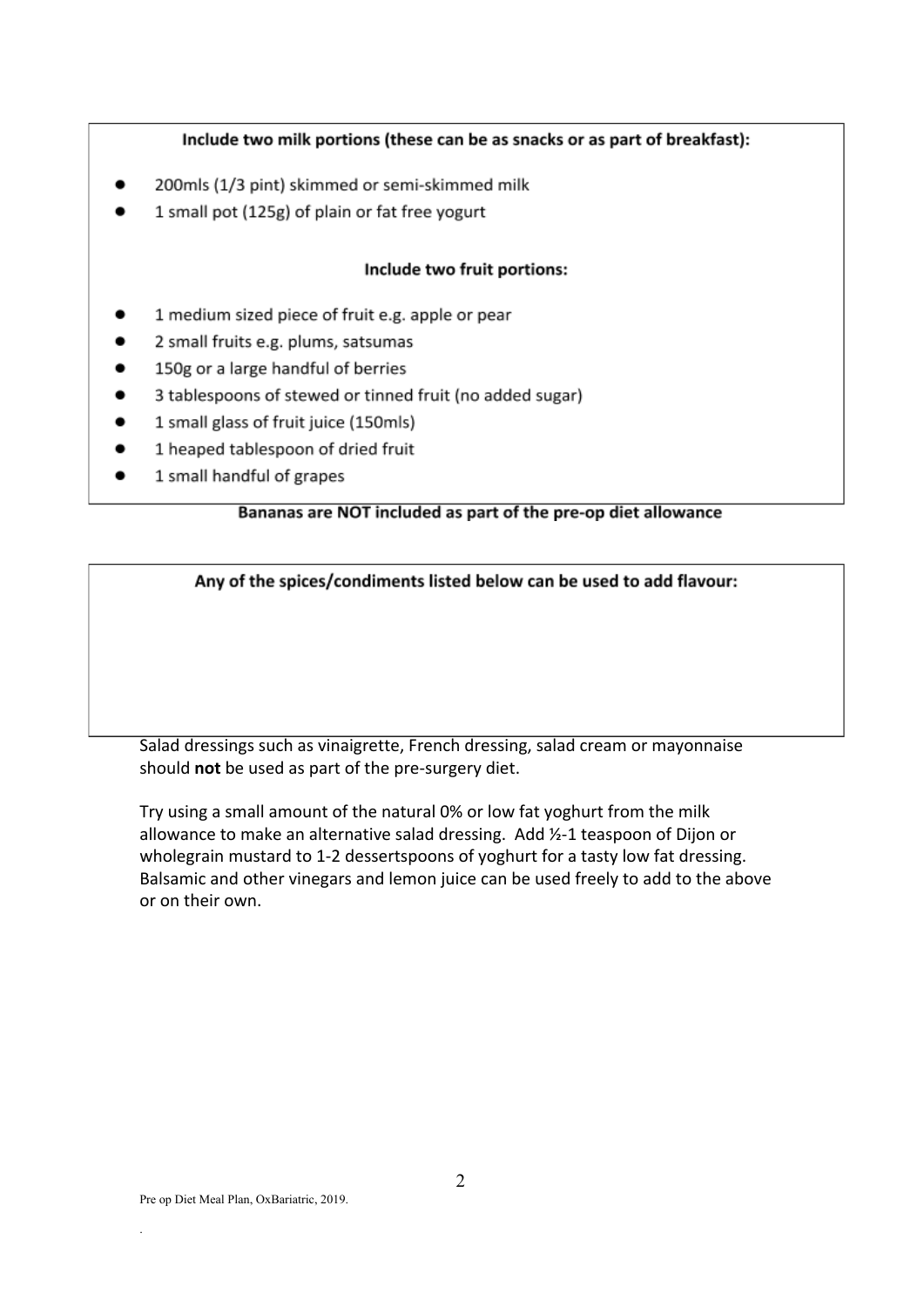**Include two milk portions (these can be as snacks or as part of breakfast):**

- 200mls (1/3 pint) skimmed or semi-skimmed milk
- 1 small pot (125g) of plain or fat free yogurt

**Include two fruit portions:**

- 1 medium sized piece of fruit e.g. apple or pear
- 2 small fruits e.g. plums, satsumas
- 150g or a large handful of berries
- 3 tablespoons of stewed or tinned fruit (no added sugar)
- 1 small glass of fruit juice (150mls)
- 1 heaped tablespoon of dried fruit
- 1 small handful of grapes

**Bananas are NOT included as part of the pre-op diet allowance**

**Any of the spices/condiments listed below can be used to add flavour:**

Salad dressings such as vinaigrette, French dressing, salad cream or mayonnaise should **not** be used as part of the pre-surgery diet.

Try using a small amount of the natural 0% or low fat yoghurt from the milk allowance to make an alternative salad dressing. Add ½-1 teaspoon of Dijon or wholegrain mustard to 1-2 dessertspoons of yoghurt for a tasty low fat dressing. Balsamic and other vinegars and lemon juice can be used freely to add to the above or on their own.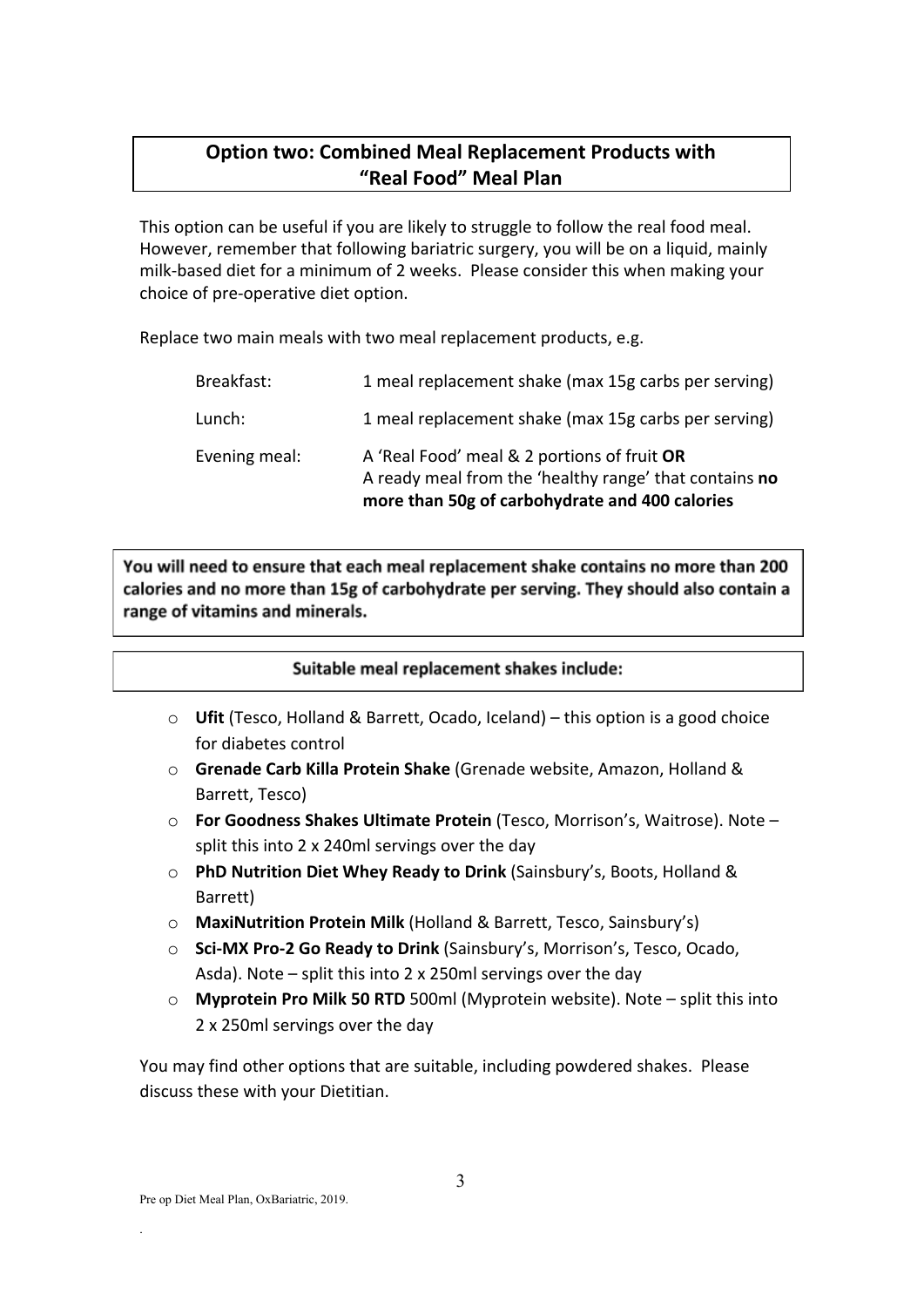## Option two: Combined Meal Replacement Products with "Real Food" Meal Plan

This option can be useful if you are likely to struggle to follow the real food meal. However, remember that following bariatric surgery, you will be on a liquid, mainly milk-based diet for a minimum of 2 weeks. Please consider this when making your choice of pre-operative diet option.

Replace two main meals with two meal replacement products, e.g.

| | |
|---|---|
| Breakfast: | 1 meal replacement shake (max 15g carbs per serving) |
| Lunch: | 1 meal replacement shake (max 15g carbs per serving) |
| Evening meal: | A 'Real Food' meal & 2 portions of fruit **OR** A ready meal from the 'healthy range' that contains **no more than 50g of carbohydrate and 400 calories** |

**You will need to ensure that each meal replacement shake contains no more than 200 calories and no more than 15g of carbohydrate per serving. They should also contain a range of vitamins and minerals.**

**Suitable meal replacement shakes include:**

- **Ufit** (Tesco, Holland & Barrett, Ocado, Iceland) – this option is a good choice for diabetes control
- **Grenade Carb Killa Protein Shake** (Grenade website, Amazon, Holland & Barrett, Tesco)
- **For Goodness Shakes Ultimate Protein** (Tesco, Morrison's, Waitrose). Note – split this into 2 x 240ml servings over the day
- **PhD Nutrition Diet Whey Ready to Drink** (Sainsbury's, Boots, Holland & Barrett)
- **MaxiNutrition Protein Milk** (Holland & Barrett, Tesco, Sainsbury's)
- **Sci-MX Pro-2 Go Ready to Drink** (Sainsbury's, Morrison's, Tesco, Ocado, Asda). Note – split this into 2 x 250ml servings over the day
- **Myprotein Pro Milk 50 RTD** 500ml (Myprotein website). Note – split this into 2 x 250ml servings over the day

You may find other options that are suitable, including powdered shakes. Please discuss these with your Dietitian.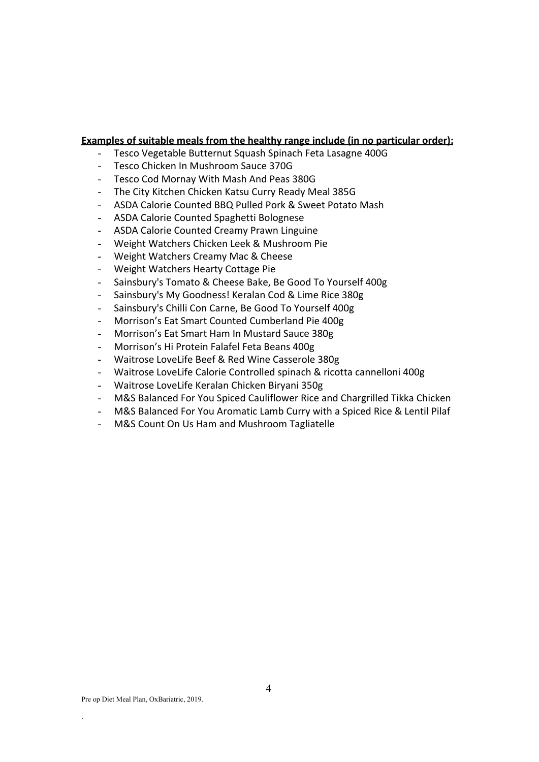**<u>Examples of suitable meals from the healthy range include (in no particular order):</u>**

- Tesco Vegetable Butternut Squash Spinach Feta Lasagne 400G
- Tesco Chicken In Mushroom Sauce 370G
- Tesco Cod Mornay With Mash And Peas 380G
- The City Kitchen Chicken Katsu Curry Ready Meal 385G
- ASDA Calorie Counted BBQ Pulled Pork & Sweet Potato Mash
- ASDA Calorie Counted Spaghetti Bolognese
- ASDA Calorie Counted Creamy Prawn Linguine
- Weight Watchers Chicken Leek & Mushroom Pie
- Weight Watchers Creamy Mac & Cheese
- Weight Watchers Hearty Cottage Pie
- Sainsbury's Tomato & Cheese Bake, Be Good To Yourself 400g
- Sainsbury's My Goodness! Keralan Cod & Lime Rice 380g
- Sainsbury's Chilli Con Carne, Be Good To Yourself 400g
- Morrison's Eat Smart Counted Cumberland Pie 400g
- Morrison's Eat Smart Ham In Mustard Sauce 380g
- Morrison's Hi Protein Falafel Feta Beans 400g
- Waitrose LoveLife Beef & Red Wine Casserole 380g
- Waitrose LoveLife Calorie Controlled spinach & ricotta cannelloni 400g
- Waitrose LoveLife Keralan Chicken Biryani 350g
- M&S Balanced For You Spiced Cauliflower Rice and Chargrilled Tikka Chicken
- M&S Balanced For You Aromatic Lamb Curry with a Spiced Rice & Lentil Pilaf
- M&S Count On Us Ham and Mushroom Tagliatelle